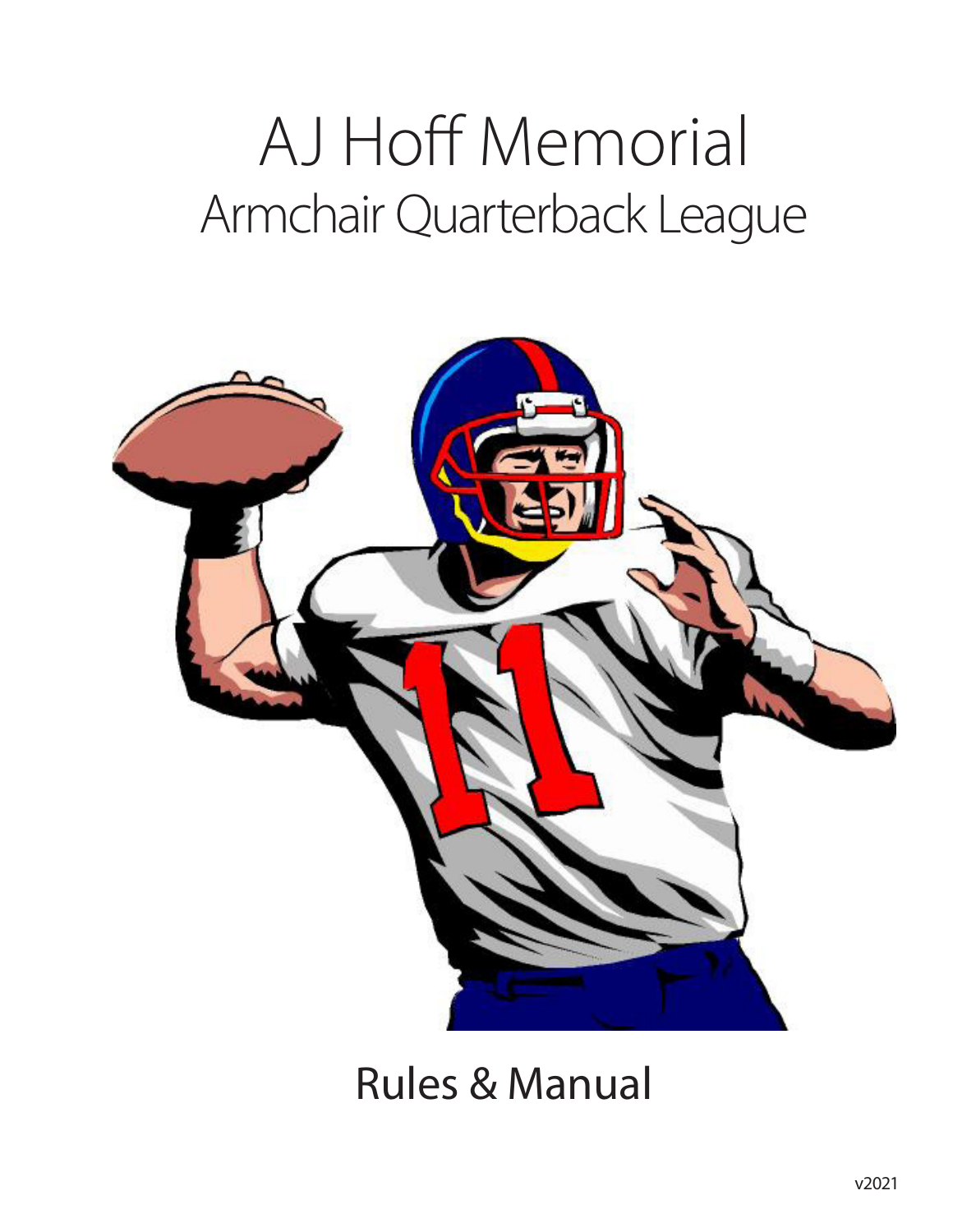# AJ Hoff Memorial

## Armchair Quarterback League

## Rules & Manual

v2021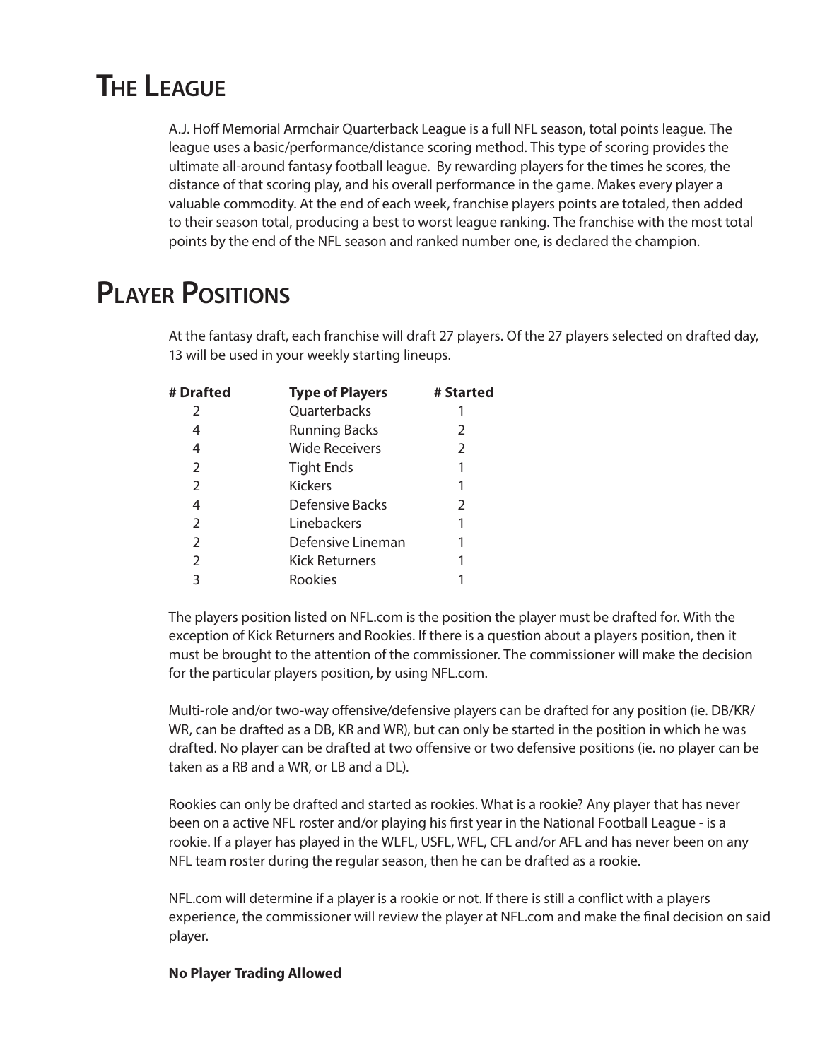# The League

A.J. Hoff Memorial Armchair Quarterback League is a full NFL season, total points league. The league uses a basic/performance/distance scoring method. This type of scoring provides the ultimate all-around fantasy football league. By rewarding players for the times he scores, the distance of that scoring play, and his overall performance in the game. Makes every player a valuable commodity. At the end of each week, franchise players points are totaled, then added to their season total, producing a best to worst league ranking. The franchise with the most total points by the end of the NFL season and ranked number one, is declared the champion.

# Player Positions

At the fantasy draft, each franchise will draft 27 players. Of the 27 players selected on drafted day, 13 will be used in your weekly starting lineups.

| # Drafted | Type of Players | # Started |
|---|---|---|
| 2 | Quarterbacks | 1 |
| 4 | Running Backs | 2 |
| 4 | Wide Receivers | 2 |
| 2 | Tight Ends | 1 |
| 2 | Kickers | 1 |
| 4 | Defensive Backs | 2 |
| 2 | Linebackers | 1 |
| 2 | Defensive Lineman | 1 |
| 2 | Kick Returners | 1 |
| 3 | Rookies | 1 |

The players position listed on NFL.com is the position the player must be drafted for. With the exception of Kick Returners and Rookies. If there is a question about a players position, then it must be brought to the attention of the commissioner. The commissioner will make the decision for the particular players position, by using NFL.com.

Multi-role and/or two-way offensive/defensive players can be drafted for any position (ie. DB/KR/WR, can be drafted as a DB, KR and WR), but can only be started in the position in which he was drafted. No player can be drafted at two offensive or two defensive positions (ie. no player can be taken as a RB and a WR, or LB and a DL).

Rookies can only be drafted and started as rookies. What is a rookie? Any player that has never been on a active NFL roster and/or playing his first year in the National Football League - is a rookie. If a player has played in the WLFL, USFL, WFL, CFL and/or AFL and has never been on any NFL team roster during the regular season, then he can be drafted as a rookie.

NFL.com will determine if a player is a rookie or not. If there is still a conflict with a players experience, the commissioner will review the player at NFL.com and make the final decision on said player.

**No Player Trading Allowed**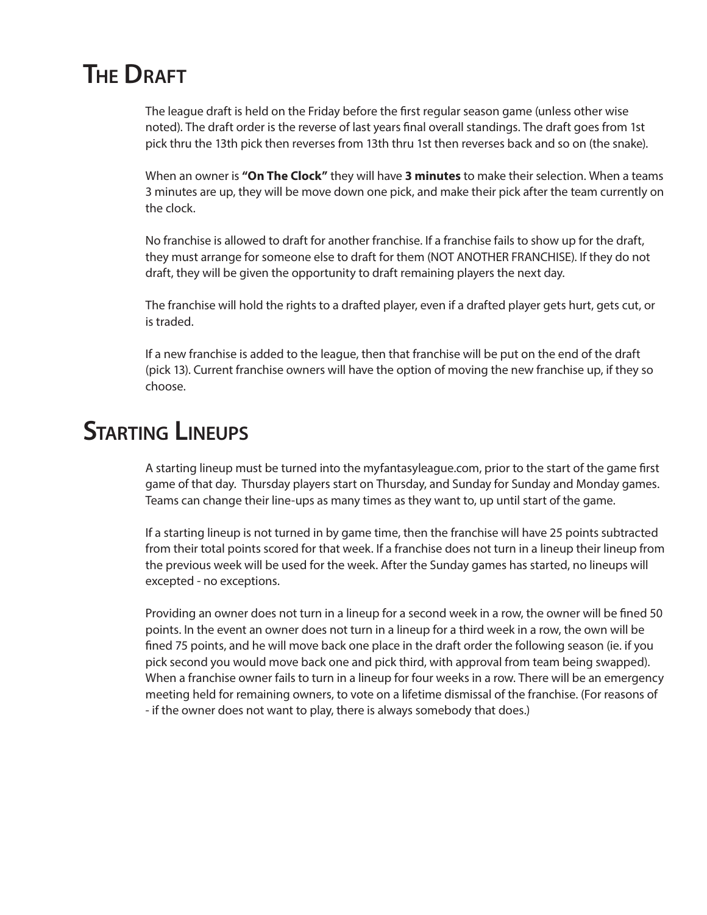# The Draft

The league draft is held on the Friday before the first regular season game (unless other wise noted). The draft order is the reverse of last years final overall standings. The draft goes from 1st pick thru the 13th pick then reverses from 13th thru 1st then reverses back and so on (the snake).

When an owner is **"On The Clock"** they will have **3 minutes** to make their selection. When a teams 3 minutes are up, they will be move down one pick, and make their pick after the team currently on the clock.

No franchise is allowed to draft for another franchise. If a franchise fails to show up for the draft, they must arrange for someone else to draft for them (NOT ANOTHER FRANCHISE). If they do not draft, they will be given the opportunity to draft remaining players the next day.

The franchise will hold the rights to a drafted player, even if a drafted player gets hurt, gets cut, or is traded.

If a new franchise is added to the league, then that franchise will be put on the end of the draft (pick 13). Current franchise owners will have the option of moving the new franchise up, if they so choose.

# Starting Lineups

A starting lineup must be turned into the myfantasyleague.com, prior to the start of the game first game of that day. Thursday players start on Thursday, and Sunday for Sunday and Monday games. Teams can change their line-ups as many times as they want to, up until start of the game.

If a starting lineup is not turned in by game time, then the franchise will have 25 points subtracted from their total points scored for that week. If a franchise does not turn in a lineup their lineup from the previous week will be used for the week. After the Sunday games has started, no lineups will excepted - no exceptions.

Providing an owner does not turn in a lineup for a second week in a row, the owner will be fined 50 points. In the event an owner does not turn in a lineup for a third week in a row, the own will be fined 75 points, and he will move back one place in the draft order the following season (ie. if you pick second you would move back one and pick third, with approval from team being swapped). When a franchise owner fails to turn in a lineup for four weeks in a row. There will be an emergency meeting held for remaining owners, to vote on a lifetime dismissal of the franchise. (For reasons of - if the owner does not want to play, there is always somebody that does.)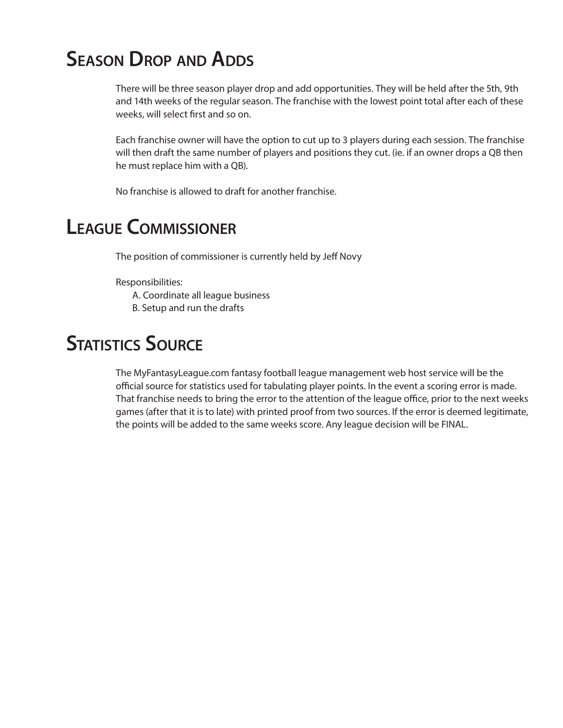# Season Drop and Adds

There will be three season player drop and add opportunities. They will be held after the 5th, 9th and 14th weeks of the regular season. The franchise with the lowest point total after each of these weeks, will select first and so on.

Each franchise owner will have the option to cut up to 3 players during each session. The franchise will then draft the same number of players and positions they cut. (ie. if an owner drops a QB then he must replace him with a QB).

No franchise is allowed to draft for another franchise.

# League Commissioner

The position of commissioner is currently held by Jeff Novy

Responsibilities:

A. Coordinate all league business
B. Setup and run the drafts

# Statistics Source

The MyFantasyLeague.com fantasy football league management web host service will be the official source for statistics used for tabulating player points. In the event a scoring error is made. That franchise needs to bring the error to the attention of the league office, prior to the next weeks games (after that it is to late) with printed proof from two sources. If the error is deemed legitimate, the points will be added to the same weeks score. Any league decision will be FINAL.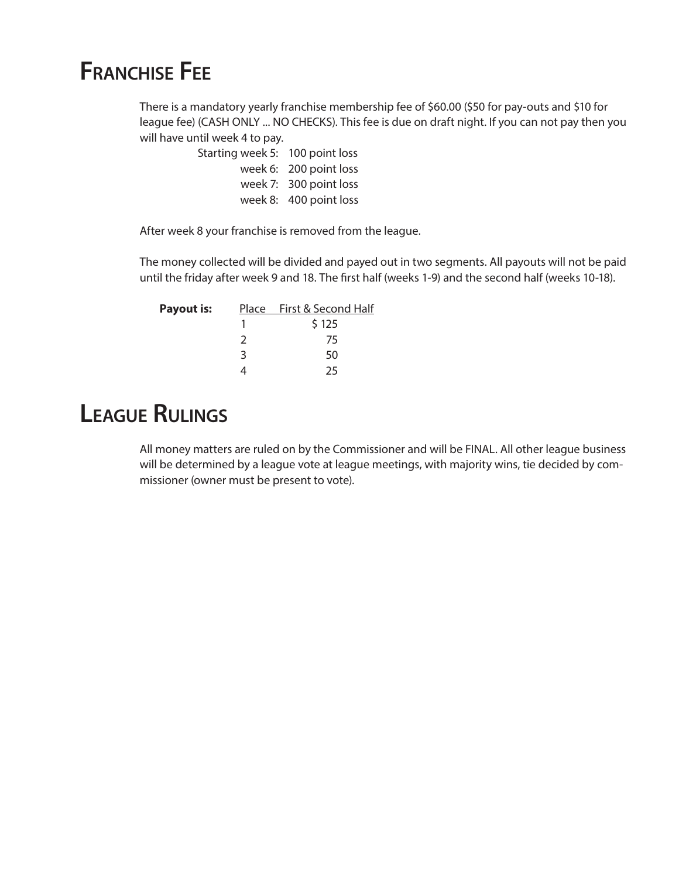# Franchise Fee

There is a mandatory yearly franchise membership fee of $60.00 ($50 for pay-outs and $10 for league fee) (CASH ONLY ... NO CHECKS). This fee is due on draft night. If you can not pay then you will have until week 4 to pay.

| | |
|---|---|
| Starting week 5: | 100 point loss |
| week 6: | 200 point loss |
| week 7: | 300 point loss |
| week 8: | 400 point loss |

After week 8 your franchise is removed from the league.

The money collected will be divided and payed out in two segments. All payouts will not be paid until the friday after week 9 and 18. The first half (weeks 1-9) and the second half (weeks 10-18).

**Payout is:**

| Place | First & Second Half |
|---|---|
| 1 | $ 125 |
| 2 | 75 |
| 3 | 50 |
| 4 | 25 |

# League Rulings

All money matters are ruled on by the Commissioner and will be FINAL. All other league business will be determined by a league vote at league meetings, with majority wins, tie decided by commissioner (owner must be present to vote).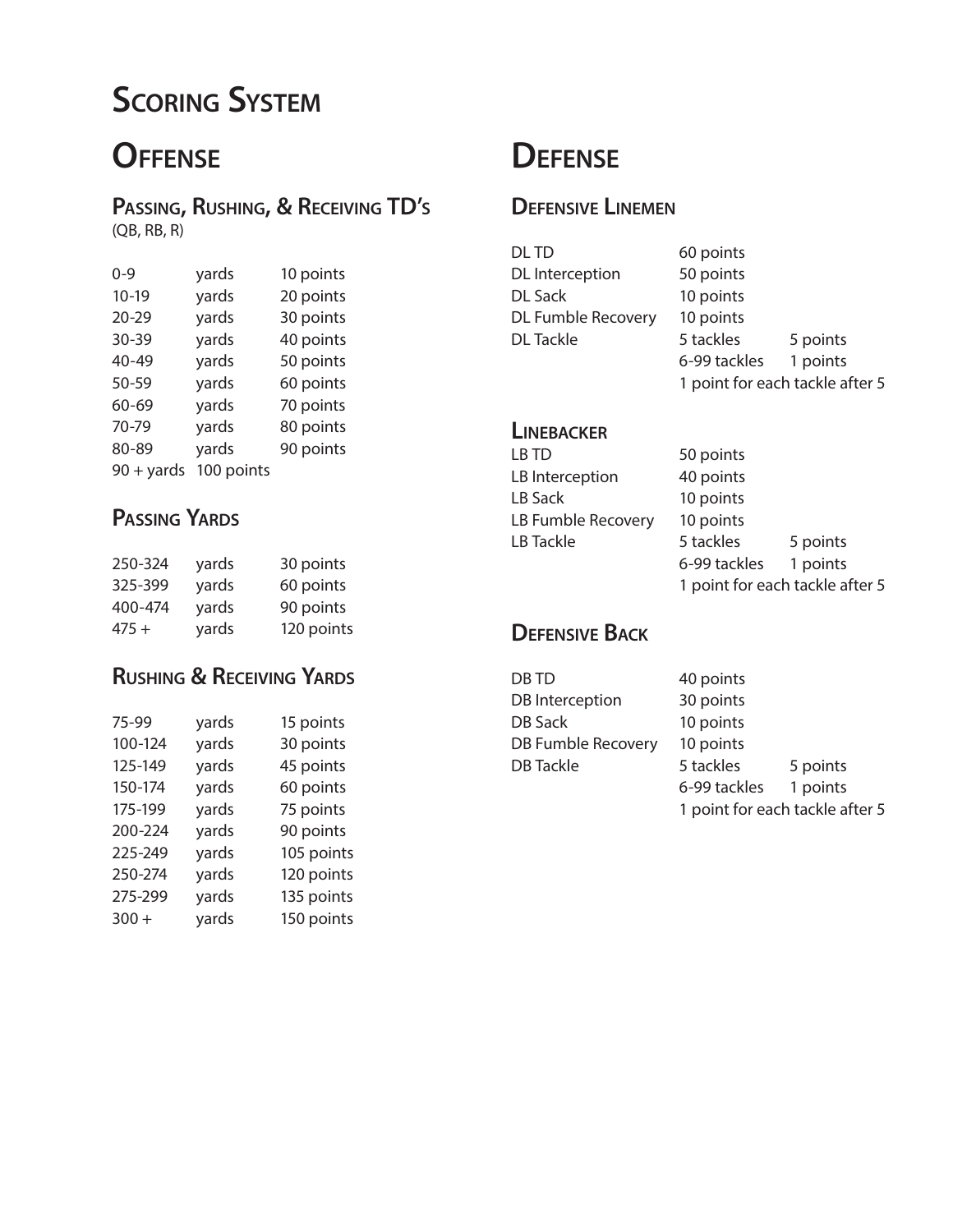# Scoring System

## Offense

### Passing, Rushing, & Receiving TD's

(QB, RB, R)

| | | |
|---|---|---|
| 0-9 | yards | 10 points |
| 10-19 | yards | 20 points |
| 20-29 | yards | 30 points |
| 30-39 | yards | 40 points |
| 40-49 | yards | 50 points |
| 50-59 | yards | 60 points |
| 60-69 | yards | 70 points |
| 70-79 | yards | 80 points |
| 80-89 | yards | 90 points |
| 90 + yards | 100 points | |

### Passing Yards

| | | |
|---|---|---|
| 250-324 | yards | 30 points |
| 325-399 | yards | 60 points |
| 400-474 | yards | 90 points |
| 475 + | yards | 120 points |

### Rushing & Receiving Yards

| | | |
|---|---|---|
| 75-99 | yards | 15 points |
| 100-124 | yards | 30 points |
| 125-149 | yards | 45 points |
| 150-174 | yards | 60 points |
| 175-199 | yards | 75 points |
| 200-224 | yards | 90 points |
| 225-249 | yards | 105 points |
| 250-274 | yards | 120 points |
| 275-299 | yards | 135 points |
| 300 + | yards | 150 points |

## Defense

### Defensive Linemen

| | | |
|---|---|---|
| DL TD | 60 points | |
| DL Interception | 50 points | |
| DL Sack | 10 points | |
| DL Fumble Recovery | 10 points | |
| DL Tackle | 5 tackles | 5 points |
| | 6-99 tackles | 1 points |
| | 1 point for each tackle after 5 | |

### Linebacker

| | | |
|---|---|---|
| LB TD | 50 points | |
| LB Interception | 40 points | |
| LB Sack | 10 points | |
| LB Fumble Recovery | 10 points | |
| LB Tackle | 5 tackles | 5 points |
| | 6-99 tackles | 1 points |
| | 1 point for each tackle after 5 | |

### Defensive Back

| | | |
|---|---|---|
| DB TD | 40 points | |
| DB Interception | 30 points | |
| DB Sack | 10 points | |
| DB Fumble Recovery | 10 points | |
| DB Tackle | 5 tackles | 5 points |
| | 6-99 tackles | 1 points |
| | 1 point for each tackle after 5 | |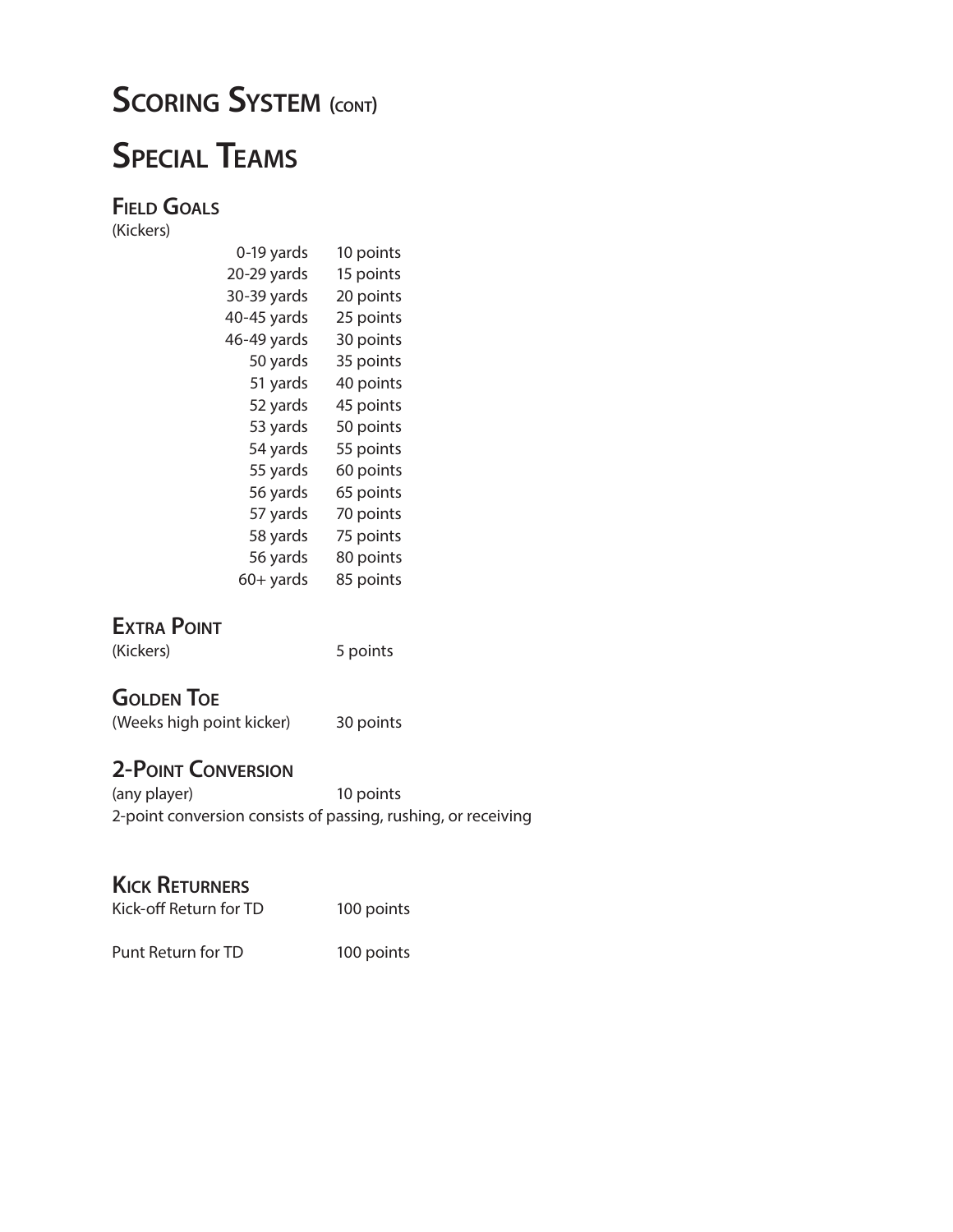# Scoring System (cont)

# Special Teams

## Field Goals

(Kickers)

| | |
|---|---|
| 0-19 yards | 10 points |
| 20-29 yards | 15 points |
| 30-39 yards | 20 points |
| 40-45 yards | 25 points |
| 46-49 yards | 30 points |
| 50 yards | 35 points |
| 51 yards | 40 points |
| 52 yards | 45 points |
| 53 yards | 50 points |
| 54 yards | 55 points |
| 55 yards | 60 points |
| 56 yards | 65 points |
| 57 yards | 70 points |
| 58 yards | 75 points |
| 56 yards | 80 points |
| 60+ yards | 85 points |

## Extra Point

(Kickers) 5 points

## Golden Toe

(Weeks high point kicker) 30 points

## 2-Point Conversion

(any player) 10 points

2-point conversion consists of passing, rushing, or receiving

## Kick Returners

Kick-off Return for TD 100 points

Punt Return for TD 100 points